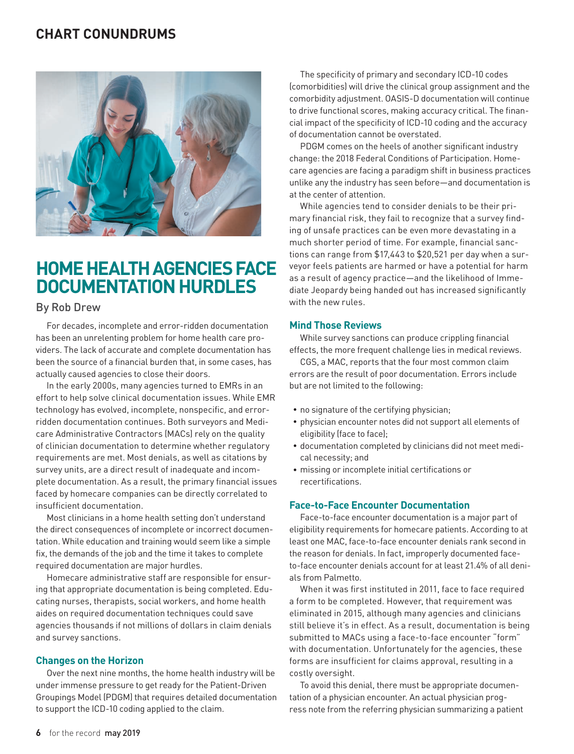## CHART CONUNDRUMS

# HOME HEALTH AGENCIES FACE DOCUMENTATION HURDLES

By Rob Drew

For decades, incomplete and error-ridden documentation has been an unrelenting problem for home health care providers. The lack of accurate and complete documentation has been the source of a financial burden that, in some cases, has actually caused agencies to close their doors.

In the early 2000s, many agencies turned to EMRs in an effort to help solve clinical documentation issues. While EMR technology has evolved, incomplete, nonspecific, and error-ridden documentation continues. Both surveyors and Medicare Administrative Contractors (MACs) rely on the quality of clinician documentation to determine whether regulatory requirements are met. Most denials, as well as citations by survey units, are a direct result of inadequate and incomplete documentation. As a result, the primary financial issues faced by homecare companies can be directly correlated to insufficient documentation.

Most clinicians in a home health setting don't understand the direct consequences of incomplete or incorrect documentation. While education and training would seem like a simple fix, the demands of the job and the time it takes to complete required documentation are major hurdles.

Homecare administrative staff are responsible for ensuring that appropriate documentation is being completed. Educating nurses, therapists, social workers, and home health aides on required documentation techniques could save agencies thousands if not millions of dollars in claim denials and survey sanctions.

### Changes on the Horizon

Over the next nine months, the home health industry will be under immense pressure to get ready for the Patient-Driven Groupings Model (PDGM) that requires detailed documentation to support the ICD-10 coding applied to the claim.

The specificity of primary and secondary ICD-10 codes (comorbidities) will drive the clinical group assignment and the comorbidity adjustment. OASIS-D documentation will continue to drive functional scores, making accuracy critical. The financial impact of the specificity of ICD-10 coding and the accuracy of documentation cannot be overstated.

PDGM comes on the heels of another significant industry change: the 2018 Federal Conditions of Participation. Homecare agencies are facing a paradigm shift in business practices unlike any the industry has seen before—and documentation is at the center of attention.

While agencies tend to consider denials to be their primary financial risk, they fail to recognize that a survey finding of unsafe practices can be even more devastating in a much shorter period of time. For example, financial sanctions can range from $17,443 to $20,521 per day when a surveyor feels patients are harmed or have a potential for harm as a result of agency practice—and the likelihood of Immediate Jeopardy being handed out has increased significantly with the new rules.

### Mind Those Reviews

While survey sanctions can produce crippling financial effects, the more frequent challenge lies in medical reviews.

CGS, a MAC, reports that the four most common claim errors are the result of poor documentation. Errors include but are not limited to the following:

- no signature of the certifying physician;
- physician encounter notes did not support all elements of eligibility (face to face);
- documentation completed by clinicians did not meet medical necessity; and
- missing or incomplete initial certifications or recertifications.

### Face-to-Face Encounter Documentation

Face-to-face encounter documentation is a major part of eligibility requirements for homecare patients. According to at least one MAC, face-to-face encounter denials rank second in the reason for denials. In fact, improperly documented face-to-face encounter denials account for at least 21.4% of all denials from Palmetto.

When it was first instituted in 2011, face to face required a form to be completed. However, that requirement was eliminated in 2015, although many agencies and clinicians still believe it's in effect. As a result, documentation is being submitted to MACs using a face-to-face encounter "form" with documentation. Unfortunately for the agencies, these forms are insufficient for claims approval, resulting in a costly oversight.

To avoid this denial, there must be appropriate documentation of a physician encounter. An actual physician progress note from the referring physician summarizing a patient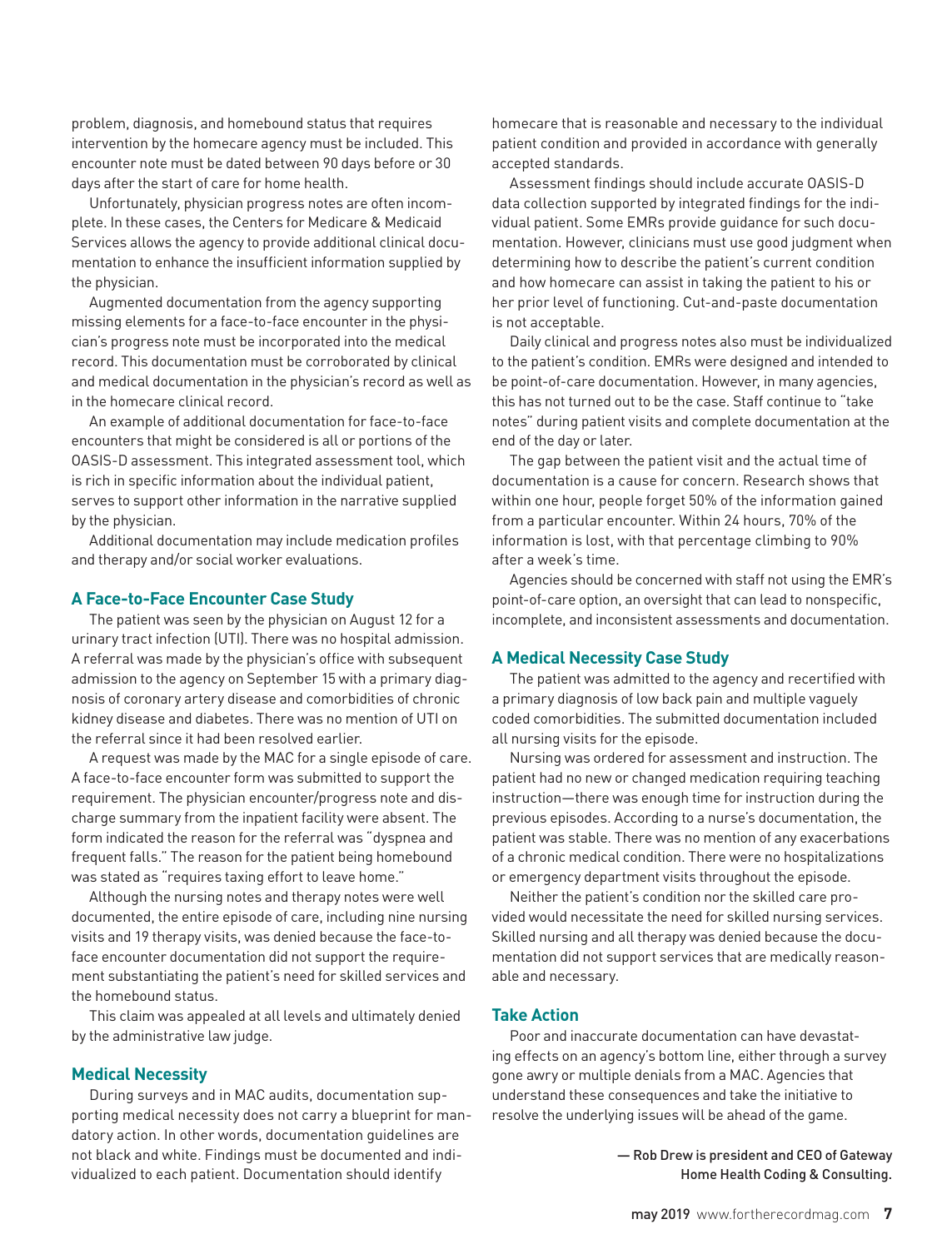problem, diagnosis, and homebound status that requires intervention by the homecare agency must be included. This encounter note must be dated between 90 days before or 30 days after the start of care for home health.

Unfortunately, physician progress notes are often incomplete. In these cases, the Centers for Medicare & Medicaid Services allows the agency to provide additional clinical documentation to enhance the insufficient information supplied by the physician.

Augmented documentation from the agency supporting missing elements for a face-to-face encounter in the physician's progress note must be incorporated into the medical record. This documentation must be corroborated by clinical and medical documentation in the physician's record as well as in the homecare clinical record.

An example of additional documentation for face-to-face encounters that might be considered is all or portions of the OASIS-D assessment. This integrated assessment tool, which is rich in specific information about the individual patient, serves to support other information in the narrative supplied by the physician.

Additional documentation may include medication profiles and therapy and/or social worker evaluations.

### A Face-to-Face Encounter Case Study

The patient was seen by the physician on August 12 for a urinary tract infection (UTI). There was no hospital admission. A referral was made by the physician's office with subsequent admission to the agency on September 15 with a primary diagnosis of coronary artery disease and comorbidities of chronic kidney disease and diabetes. There was no mention of UTI on the referral since it had been resolved earlier.

A request was made by the MAC for a single episode of care. A face-to-face encounter form was submitted to support the requirement. The physician encounter/progress note and discharge summary from the inpatient facility were absent. The form indicated the reason for the referral was "dyspnea and frequent falls." The reason for the patient being homebound was stated as "requires taxing effort to leave home."

Although the nursing notes and therapy notes were well documented, the entire episode of care, including nine nursing visits and 19 therapy visits, was denied because the face-to-face encounter documentation did not support the requirement substantiating the patient's need for skilled services and the homebound status.

This claim was appealed at all levels and ultimately denied by the administrative law judge.

### Medical Necessity

During surveys and in MAC audits, documentation supporting medical necessity does not carry a blueprint for mandatory action. In other words, documentation guidelines are not black and white. Findings must be documented and individualized to each patient. Documentation should identify homecare that is reasonable and necessary to the individual patient condition and provided in accordance with generally accepted standards.

Assessment findings should include accurate OASIS-D data collection supported by integrated findings for the individual patient. Some EMRs provide guidance for such documentation. However, clinicians must use good judgment when determining how to describe the patient's current condition and how homecare can assist in taking the patient to his or her prior level of functioning. Cut-and-paste documentation is not acceptable.

Daily clinical and progress notes also must be individualized to the patient's condition. EMRs were designed and intended to be point-of-care documentation. However, in many agencies, this has not turned out to be the case. Staff continue to "take notes" during patient visits and complete documentation at the end of the day or later.

The gap between the patient visit and the actual time of documentation is a cause for concern. Research shows that within one hour, people forget 50% of the information gained from a particular encounter. Within 24 hours, 70% of the information is lost, with that percentage climbing to 90% after a week's time.

Agencies should be concerned with staff not using the EMR's point-of-care option, an oversight that can lead to nonspecific, incomplete, and inconsistent assessments and documentation.

### A Medical Necessity Case Study

The patient was admitted to the agency and recertified with a primary diagnosis of low back pain and multiple vaguely coded comorbidities. The submitted documentation included all nursing visits for the episode.

Nursing was ordered for assessment and instruction. The patient had no new or changed medication requiring teaching instruction—there was enough time for instruction during the previous episodes. According to a nurse's documentation, the patient was stable. There was no mention of any exacerbations of a chronic medical condition. There were no hospitalizations or emergency department visits throughout the episode.

Neither the patient's condition nor the skilled care provided would necessitate the need for skilled nursing services. Skilled nursing and all therapy was denied because the documentation did not support services that are medically reasonable and necessary.

### Take Action

Poor and inaccurate documentation can have devastating effects on an agency's bottom line, either through a survey gone awry or multiple denials from a MAC. Agencies that understand these consequences and take the initiative to resolve the underlying issues will be ahead of the game.

— Rob Drew is president and CEO of Gateway Home Health Coding & Consulting.